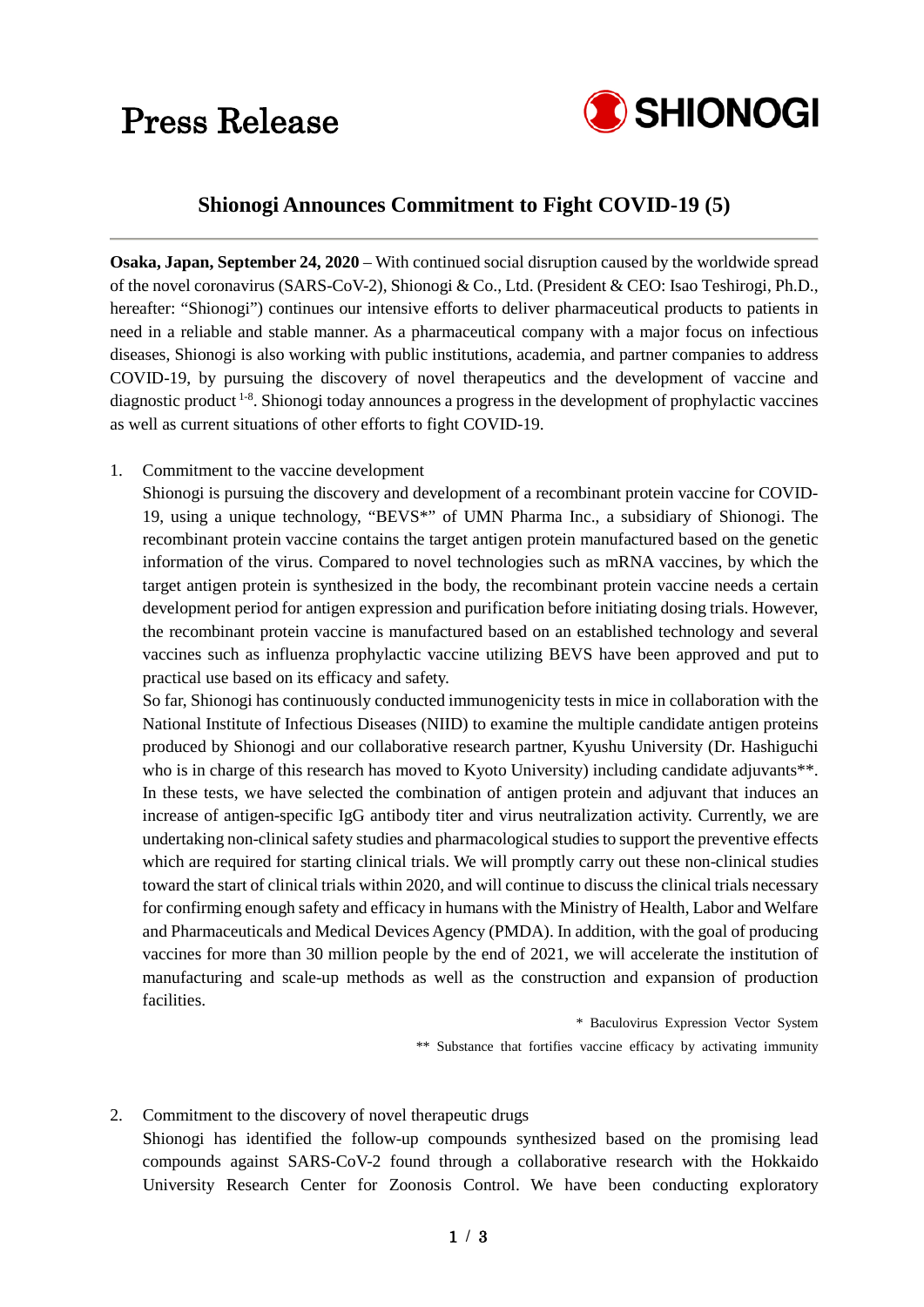# Press Release

SHIONOGI

## Shionogi Announces Commitment to Fight COVID-19 (5)

**Osaka, Japan, September 24, 2020** – With continued social disruption caused by the worldwide spread of the novel coronavirus (SARS-CoV-2), Shionogi & Co., Ltd. (President & CEO: Isao Teshirogi, Ph.D., hereafter: "Shionogi") continues our intensive efforts to deliver pharmaceutical products to patients in need in a reliable and stable manner. As a pharmaceutical company with a major focus on infectious diseases, Shionogi is also working with public institutions, academia, and partner companies to address COVID-19, by pursuing the discovery of novel therapeutics and the development of vaccine and diagnostic product [1-8]. Shionogi today announces a progress in the development of prophylactic vaccines as well as current situations of other efforts to fight COVID-19.

1. Commitment to the vaccine development

   Shionogi is pursuing the discovery and development of a recombinant protein vaccine for COVID-19, using a unique technology, "BEVS*" of UMN Pharma Inc., a subsidiary of Shionogi. The recombinant protein vaccine contains the target antigen protein manufactured based on the genetic information of the virus. Compared to novel technologies such as mRNA vaccines, by which the target antigen protein is synthesized in the body, the recombinant protein vaccine needs a certain development period for antigen expression and purification before initiating dosing trials. However, the recombinant protein vaccine is manufactured based on an established technology and several vaccines such as influenza prophylactic vaccine utilizing BEVS have been approved and put to practical use based on its efficacy and safety.

   So far, Shionogi has continuously conducted immunogenicity tests in mice in collaboration with the National Institute of Infectious Diseases (NIID) to examine the multiple candidate antigen proteins produced by Shionogi and our collaborative research partner, Kyushu University (Dr. Hashiguchi who is in charge of this research has moved to Kyoto University) including candidate adjuvants**. In these tests, we have selected the combination of antigen protein and adjuvant that induces an increase of antigen-specific IgG antibody titer and virus neutralization activity. Currently, we are undertaking non-clinical safety studies and pharmacological studies to support the preventive effects which are required for starting clinical trials. We will promptly carry out these non-clinical studies toward the start of clinical trials within 2020, and will continue to discuss the clinical trials necessary for confirming enough safety and efficacy in humans with the Ministry of Health, Labor and Welfare and Pharmaceuticals and Medical Devices Agency (PMDA). In addition, with the goal of producing vaccines for more than 30 million people by the end of 2021, we will accelerate the institution of manufacturing and scale-up methods as well as the construction and expansion of production facilities.

   \* Baculovirus Expression Vector System

   \*\* Substance that fortifies vaccine efficacy by activating immunity

2. Commitment to the discovery of novel therapeutic drugs

   Shionogi has identified the follow-up compounds synthesized based on the promising lead compounds against SARS-CoV-2 found through a collaborative research with the Hokkaido University Research Center for Zoonosis Control. We have been conducting exploratory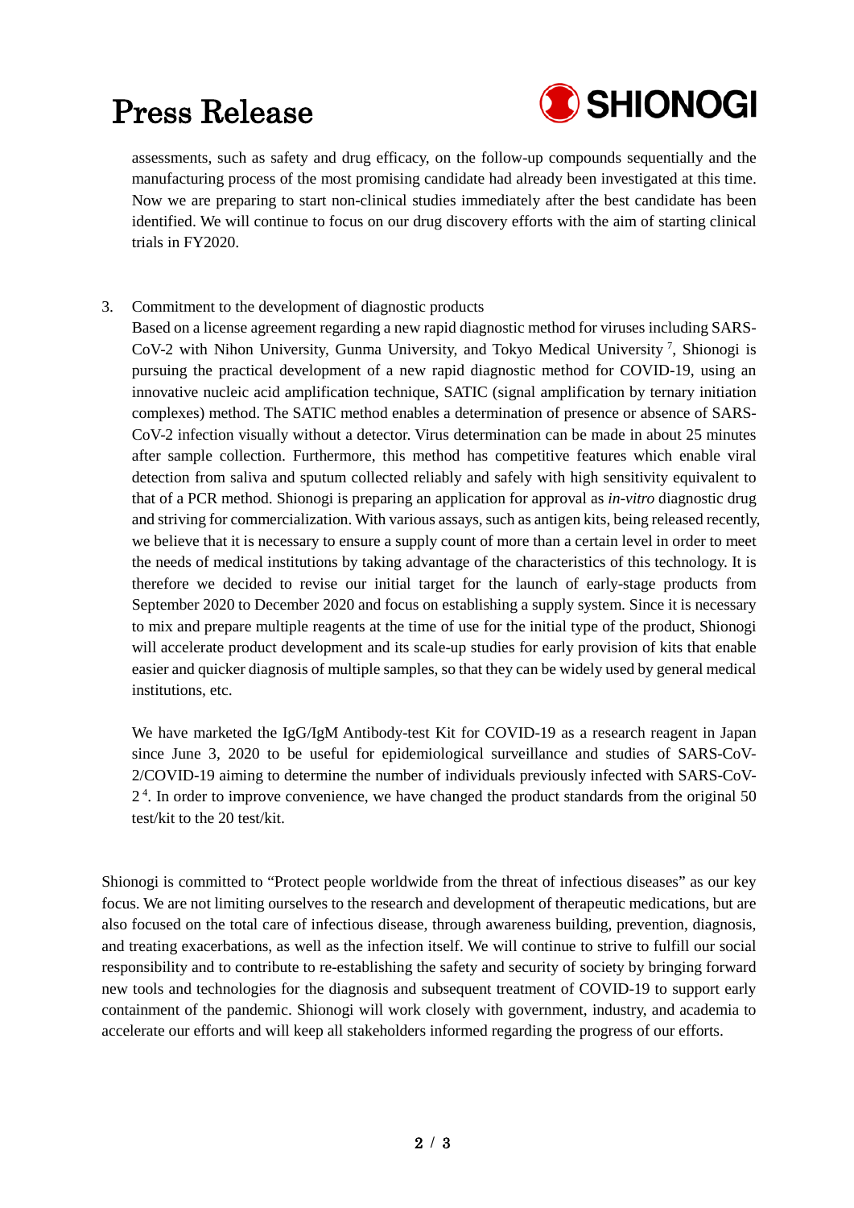assessments, such as safety and drug efficacy, on the follow-up compounds sequentially and the manufacturing process of the most promising candidate had already been investigated at this time. Now we are preparing to start non-clinical studies immediately after the best candidate has been identified. We will continue to focus on our drug discovery efforts with the aim of starting clinical trials in FY2020.

3. Commitment to the development of diagnostic products

   Based on a license agreement regarding a new rapid diagnostic method for viruses including SARS-CoV-2 with Nihon University, Gunma University, and Tokyo Medical University [7], Shionogi is pursuing the practical development of a new rapid diagnostic method for COVID-19, using an innovative nucleic acid amplification technique, SATIC (signal amplification by ternary initiation complexes) method. The SATIC method enables a determination of presence or absence of SARS-CoV-2 infection visually without a detector. Virus determination can be made in about 25 minutes after sample collection. Furthermore, this method has competitive features which enable viral detection from saliva and sputum collected reliably and safely with high sensitivity equivalent to that of a PCR method. Shionogi is preparing an application for approval as *in-vitro* diagnostic drug and striving for commercialization. With various assays, such as antigen kits, being released recently, we believe that it is necessary to ensure a supply count of more than a certain level in order to meet the needs of medical institutions by taking advantage of the characteristics of this technology. It is therefore we decided to revise our initial target for the launch of early-stage products from September 2020 to December 2020 and focus on establishing a supply system. Since it is necessary to mix and prepare multiple reagents at the time of use for the initial type of the product, Shionogi will accelerate product development and its scale-up studies for early provision of kits that enable easier and quicker diagnosis of multiple samples, so that they can be widely used by general medical institutions, etc.

   We have marketed the IgG/IgM Antibody-test Kit for COVID-19 as a research reagent in Japan since June 3, 2020 to be useful for epidemiological surveillance and studies of SARS-CoV-2/COVID-19 aiming to determine the number of individuals previously infected with SARS-CoV-2 [4]. In order to improve convenience, we have changed the product standards from the original 50 test/kit to the 20 test/kit.

Shionogi is committed to "Protect people worldwide from the threat of infectious diseases" as our key focus. We are not limiting ourselves to the research and development of therapeutic medications, but are also focused on the total care of infectious disease, through awareness building, prevention, diagnosis, and treating exacerbations, as well as the infection itself. We will continue to strive to fulfill our social responsibility and to contribute to re-establishing the safety and security of society by bringing forward new tools and technologies for the diagnosis and subsequent treatment of COVID-19 to support early containment of the pandemic. Shionogi will work closely with government, industry, and academia to accelerate our efforts and will keep all stakeholders informed regarding the progress of our efforts.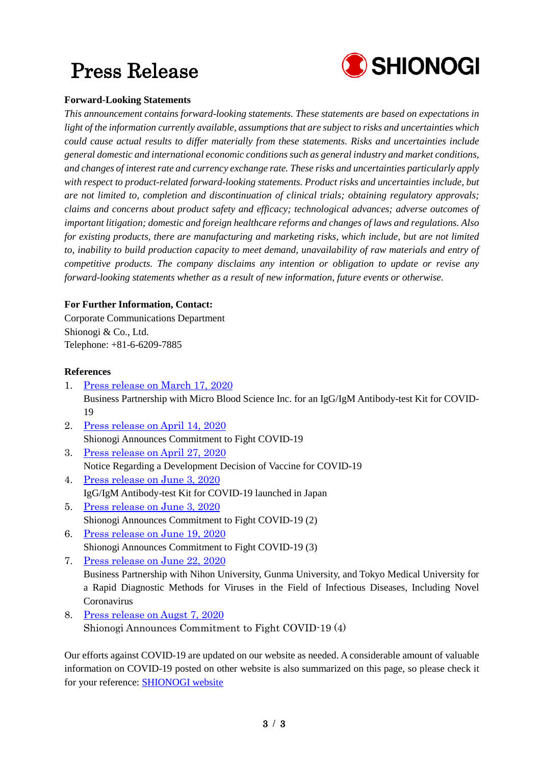**Forward-Looking Statements**

*This announcement contains forward-looking statements. These statements are based on expectations in light of the information currently available, assumptions that are subject to risks and uncertainties which could cause actual results to differ materially from these statements. Risks and uncertainties include general domestic and international economic conditions such as general industry and market conditions, and changes of interest rate and currency exchange rate. These risks and uncertainties particularly apply with respect to product-related forward-looking statements. Product risks and uncertainties include, but are not limited to, completion and discontinuation of clinical trials; obtaining regulatory approvals; claims and concerns about product safety and efficacy; technological advances; adverse outcomes of important litigation; domestic and foreign healthcare reforms and changes of laws and regulations. Also for existing products, there are manufacturing and marketing risks, which include, but are not limited to, inability to build production capacity to meet demand, unavailability of raw materials and entry of competitive products. The company disclaims any intention or obligation to update or revise any forward-looking statements whether as a result of new information, future events or otherwise.*

**For Further Information, Contact:**

Corporate Communications Department
Shionogi & Co., Ltd.
Telephone: +81-6-6209-7885

**References**

1. Press release on March 17, 2020
   Business Partnership with Micro Blood Science Inc. for an IgG/IgM Antibody-test Kit for COVID-19
2. Press release on April 14, 2020
   Shionogi Announces Commitment to Fight COVID-19
3. Press release on April 27, 2020
   Notice Regarding a Development Decision of Vaccine for COVID-19
4. Press release on June 3, 2020
   IgG/IgM Antibody-test Kit for COVID-19 launched in Japan
5. Press release on June 3, 2020
   Shionogi Announces Commitment to Fight COVID-19 (2)
6. Press release on June 19, 2020
   Shionogi Announces Commitment to Fight COVID-19 (3)
7. Press release on June 22, 2020
   Business Partnership with Nihon University, Gunma University, and Tokyo Medical University for a Rapid Diagnostic Methods for Viruses in the Field of Infectious Diseases, Including Novel Coronavirus
8. Press release on Augst 7, 2020
   Shionogi Announces Commitment to Fight COVID-19 (4)

Our efforts against COVID-19 are updated on our website as needed. A considerable amount of valuable information on COVID-19 posted on other website is also summarized on this page, so please check it for your reference: SHIONOGI website